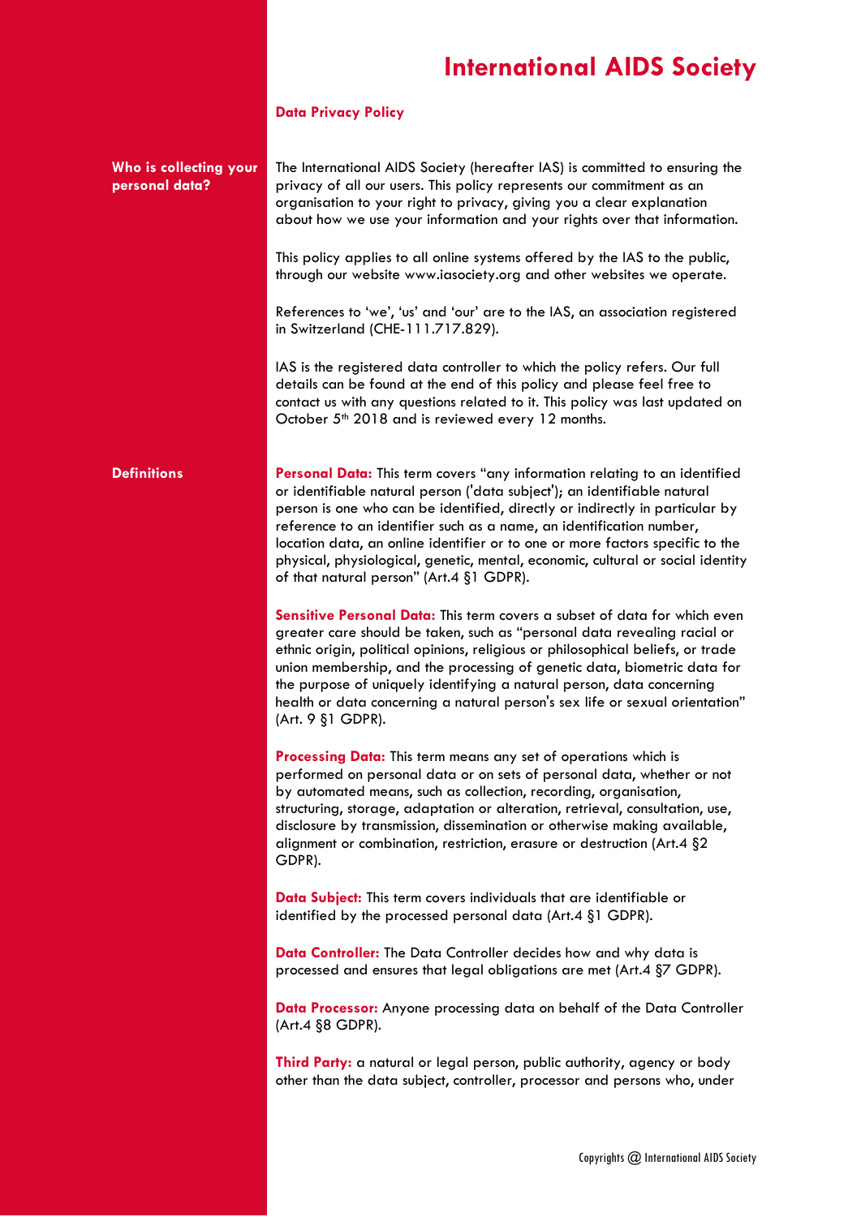# International AIDS Society

## Data Privacy Policy

### Who is collecting your personal data?

The International AIDS Society (hereafter IAS) is committed to ensuring the privacy of all our users. This policy represents our commitment as an organisation to your right to privacy, giving you a clear explanation about how we use your information and your rights over that information.

This policy applies to all online systems offered by the IAS to the public, through our website www.iasociety.org and other websites we operate.

References to 'we', 'us' and 'our' are to the IAS, an association registered in Switzerland (CHE-111.717.829).

IAS is the registered data controller to which the policy refers. Our full details can be found at the end of this policy and please feel free to contact us with any questions related to it. This policy was last updated on October 5th 2018 and is reviewed every 12 months.

### Definitions

**Personal Data:** This term covers "any information relating to an identified or identifiable natural person ('data subject'); an identifiable natural person is one who can be identified, directly or indirectly in particular by reference to an identifier such as a name, an identification number, location data, an online identifier or to one or more factors specific to the physical, physiological, genetic, mental, economic, cultural or social identity of that natural person" (Art.4 §1 GDPR).

**Sensitive Personal Data:** This term covers a subset of data for which even greater care should be taken, such as "personal data revealing racial or ethnic origin, political opinions, religious or philosophical beliefs, or trade union membership, and the processing of genetic data, biometric data for the purpose of uniquely identifying a natural person, data concerning health or data concerning a natural person's sex life or sexual orientation" (Art. 9 §1 GDPR).

**Processing Data:** This term means any set of operations which is performed on personal data or on sets of personal data, whether or not by automated means, such as collection, recording, organisation, structuring, storage, adaptation or alteration, retrieval, consultation, use, disclosure by transmission, dissemination or otherwise making available, alignment or combination, restriction, erasure or destruction (Art.4 §2 GDPR).

**Data Subject:** This term covers individuals that are identifiable or identified by the processed personal data (Art.4 §1 GDPR).

**Data Controller:** The Data Controller decides how and why data is processed and ensures that legal obligations are met (Art.4 §7 GDPR).

**Data Processor:** Anyone processing data on behalf of the Data Controller (Art.4 §8 GDPR).

**Third Party:** a natural or legal person, public authority, agency or body other than the data subject, controller, processor and persons who, under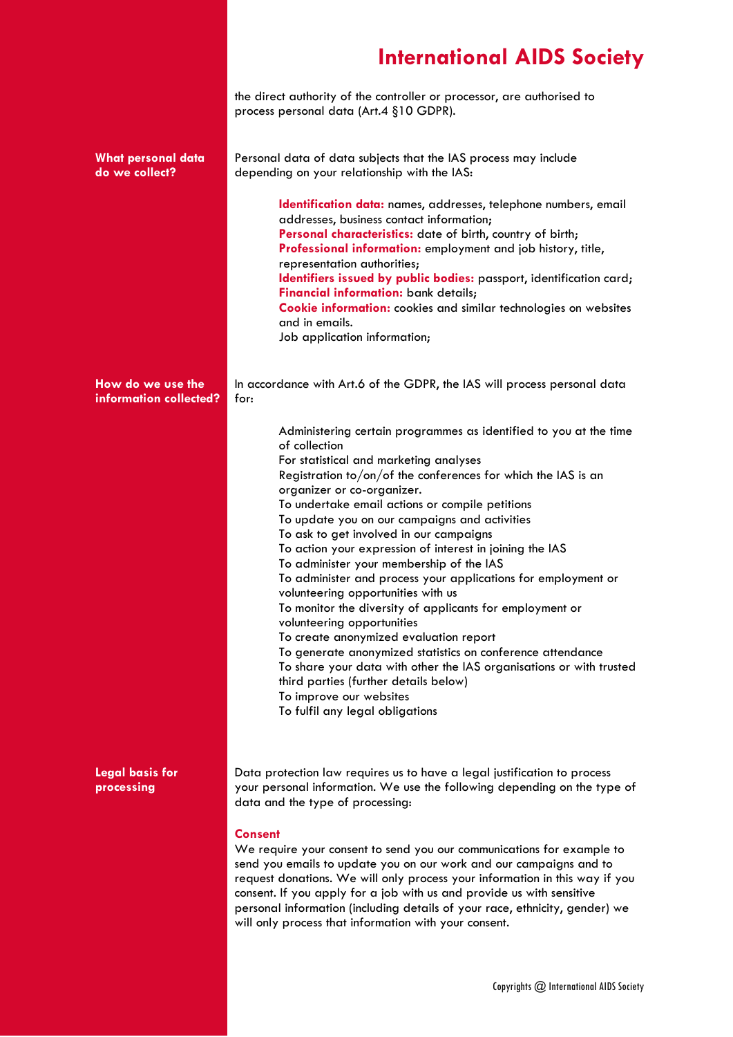the direct authority of the controller or processor, are authorised to process personal data (Art.4 §10 GDPR).

## What personal data do we collect?

Personal data of data subjects that the IAS process may include depending on your relationship with the IAS:

- **Identification data:** names, addresses, telephone numbers, email addresses, business contact information;
- **Personal characteristics:** date of birth, country of birth;
- **Professional information:** employment and job history, title, representation authorities;
- **Identifiers issued by public bodies:** passport, identification card;
- **Financial information:** bank details;
- **Cookie information:** cookies and similar technologies on websites and in emails.
- Job application information;

## How do we use the information collected?

In accordance with Art.6 of the GDPR, the IAS will process personal data for:

- Administering certain programmes as identified to you at the time of collection
- For statistical and marketing analyses
- Registration to/on/of the conferences for which the IAS is an organizer or co-organizer.
- To undertake email actions or compile petitions
- To update you on our campaigns and activities
- To ask to get involved in our campaigns
- To action your expression of interest in joining the IAS
- To administer your membership of the IAS
- To administer and process your applications for employment or volunteering opportunities with us
- To monitor the diversity of applicants for employment or volunteering opportunities
- To create anonymized evaluation report
- To generate anonymized statistics on conference attendance
- To share your data with other the IAS organisations or with trusted third parties (further details below)
- To improve our websites
- To fulfil any legal obligations

## Legal basis for processing

Data protection law requires us to have a legal justification to process your personal information. We use the following depending on the type of data and the type of processing:

### Consent

We require your consent to send you our communications for example to send you emails to update you on our work and our campaigns and to request donations. We will only process your information in this way if you consent. If you apply for a job with us and provide us with sensitive personal information (including details of your race, ethnicity, gender) we will only process that information with your consent.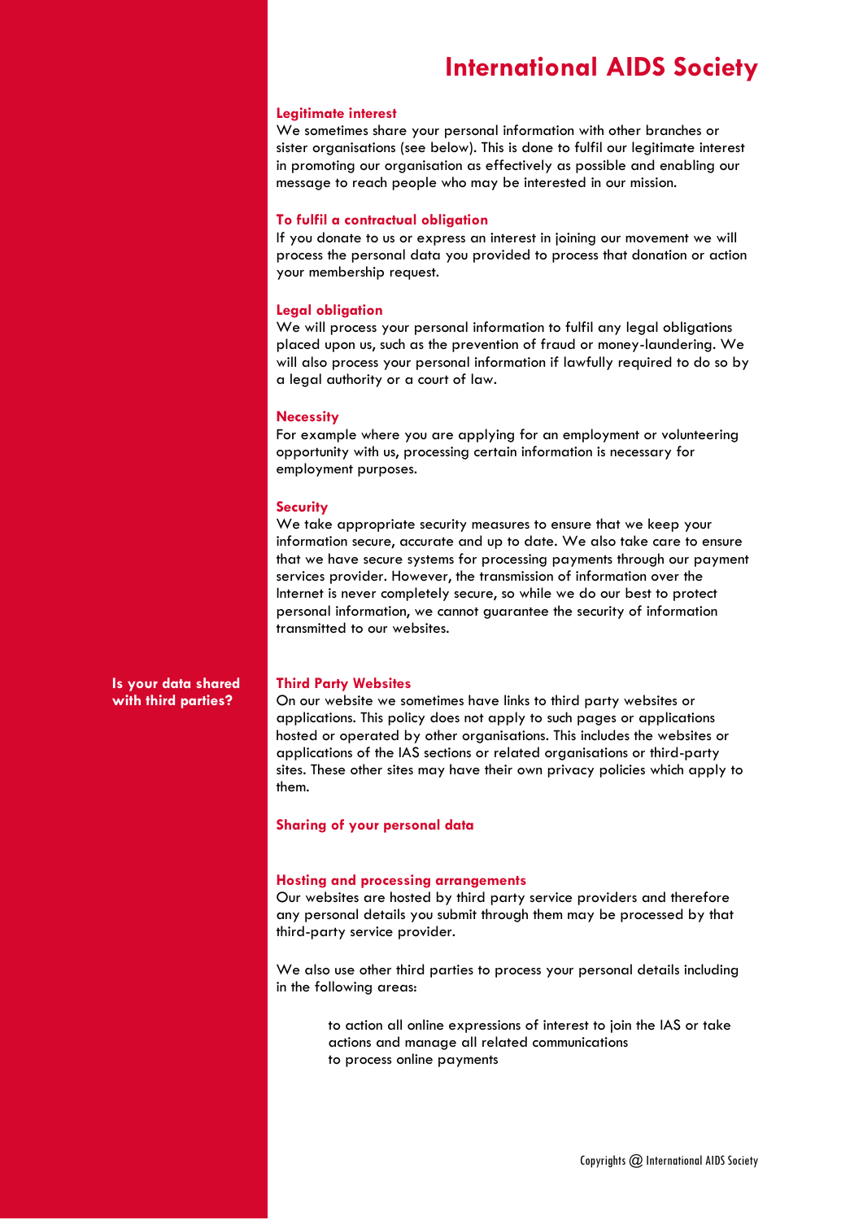### Legitimate interest

We sometimes share your personal information with other branches or sister organisations (see below). This is done to fulfil our legitimate interest in promoting our organisation as effectively as possible and enabling our message to reach people who may be interested in our mission.

### To fulfil a contractual obligation

If you donate to us or express an interest in joining our movement we will process the personal data you provided to process that donation or action your membership request.

### Legal obligation

We will process your personal information to fulfil any legal obligations placed upon us, such as the prevention of fraud or money-laundering. We will also process your personal information if lawfully required to do so by a legal authority or a court of law.

### Necessity

For example where you are applying for an employment or volunteering opportunity with us, processing certain information is necessary for employment purposes.

### Security

We take appropriate security measures to ensure that we keep your information secure, accurate and up to date. We also take care to ensure that we have secure systems for processing payments through our payment services provider. However, the transmission of information over the Internet is never completely secure, so while we do our best to protect personal information, we cannot guarantee the security of information transmitted to our websites.

## Is your data shared with third parties?

### Third Party Websites

On our website we sometimes have links to third party websites or applications. This policy does not apply to such pages or applications hosted or operated by other organisations. This includes the websites or applications of the IAS sections or related organisations or third-party sites. These other sites may have their own privacy policies which apply to them.

### Sharing of your personal data

### Hosting and processing arrangements

Our websites are hosted by third party service providers and therefore any personal details you submit through them may be processed by that third-party service provider.

We also use other third parties to process your personal details including in the following areas:

- to action all online expressions of interest to join the IAS or take actions and manage all related communications
- to process online payments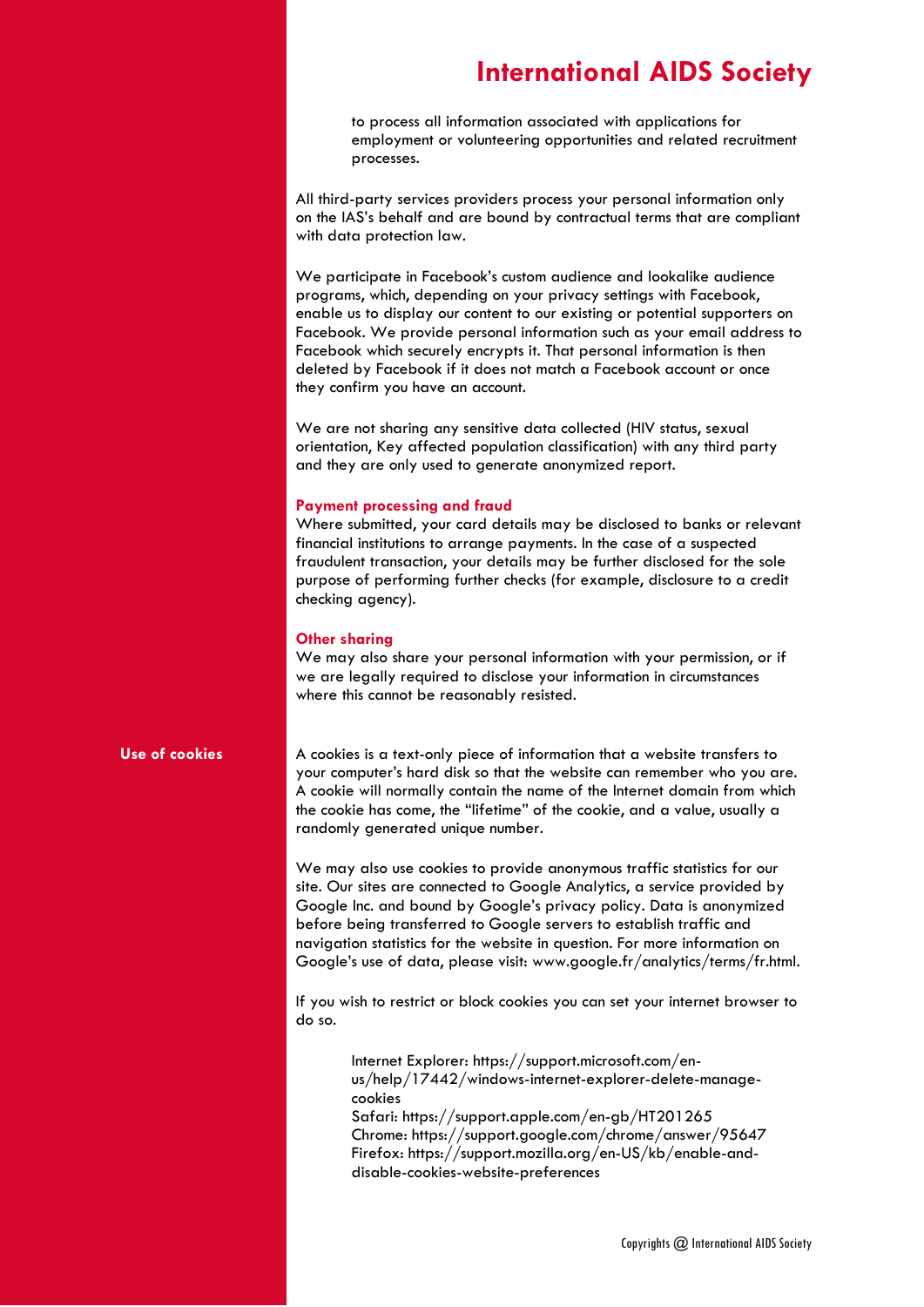to process all information associated with applications for employment or volunteering opportunities and related recruitment processes.

All third-party services providers process your personal information only on the IAS's behalf and are bound by contractual terms that are compliant with data protection law.

We participate in Facebook's custom audience and lookalike audience programs, which, depending on your privacy settings with Facebook, enable us to display our content to our existing or potential supporters on Facebook. We provide personal information such as your email address to Facebook which securely encrypts it. That personal information is then deleted by Facebook if it does not match a Facebook account or once they confirm you have an account.

We are not sharing any sensitive data collected (HIV status, sexual orientation, Key affected population classification) with any third party and they are only used to generate anonymized report.

**Payment processing and fraud**

Where submitted, your card details may be disclosed to banks or relevant financial institutions to arrange payments. In the case of a suspected fraudulent transaction, your details may be further disclosed for the sole purpose of performing further checks (for example, disclosure to a credit checking agency).

**Other sharing**

We may also share your personal information with your permission, or if we are legally required to disclose your information in circumstances where this cannot be reasonably resisted.

## Use of cookies

A cookies is a text-only piece of information that a website transfers to your computer's hard disk so that the website can remember who you are. A cookie will normally contain the name of the Internet domain from which the cookie has come, the "lifetime" of the cookie, and a value, usually a randomly generated unique number.

We may also use cookies to provide anonymous traffic statistics for our site. Our sites are connected to Google Analytics, a service provided by Google Inc. and bound by Google's privacy policy. Data is anonymized before being transferred to Google servers to establish traffic and navigation statistics for the website in question. For more information on Google's use of data, please visit: www.google.fr/analytics/terms/fr.html.

If you wish to restrict or block cookies you can set your internet browser to do so.

Internet Explorer: https://support.microsoft.com/en-us/help/17442/windows-internet-explorer-delete-manage-cookies
Safari: https://support.apple.com/en-gb/HT201265
Chrome: https://support.google.com/chrome/answer/95647
Firefox: https://support.mozilla.org/en-US/kb/enable-and-disable-cookies-website-preferences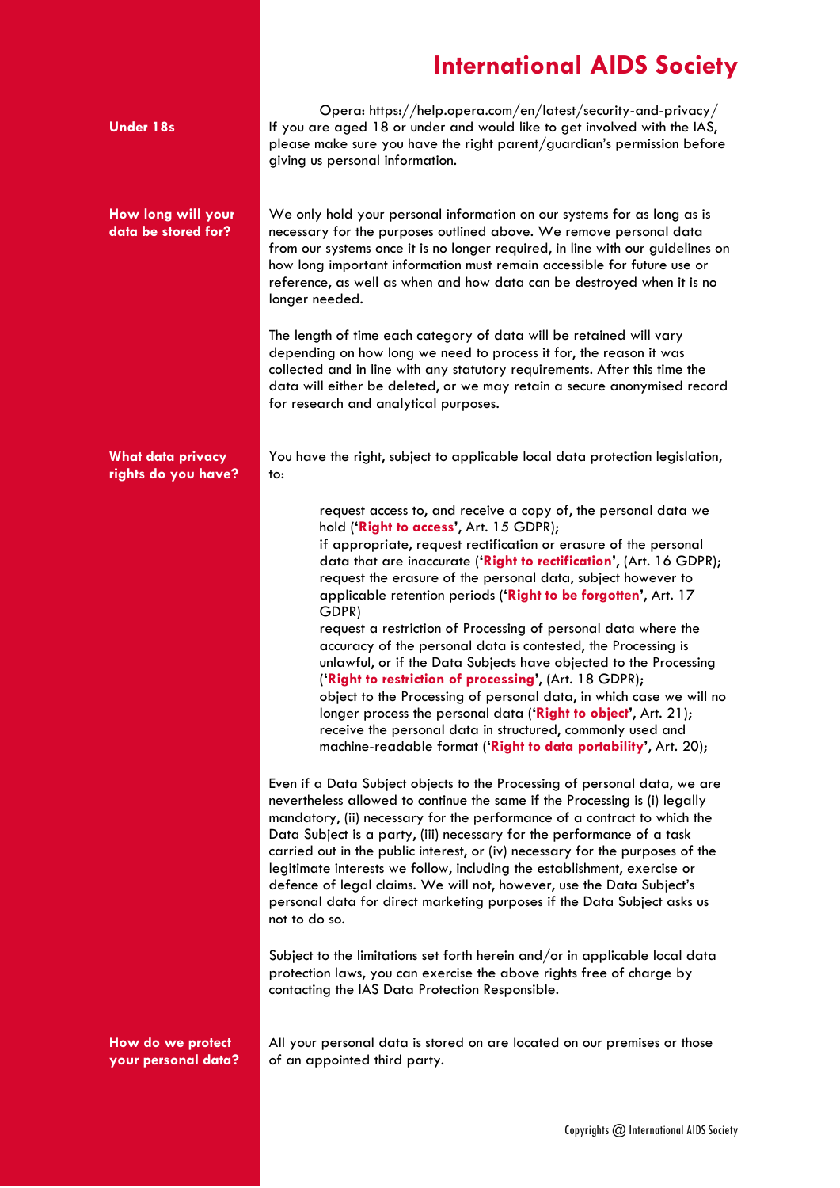Opera: https://help.opera.com/en/latest/security-and-privacy/

## Under 18s

If you are aged 18 or under and would like to get involved with the IAS, please make sure you have the right parent/guardian's permission before giving us personal information.

## How long will your data be stored for?

We only hold your personal information on our systems for as long as is necessary for the purposes outlined above. We remove personal data from our systems once it is no longer required, in line with our guidelines on how long important information must remain accessible for future use or reference, as well as when and how data can be destroyed when it is no longer needed.

The length of time each category of data will be retained will vary depending on how long we need to process it for, the reason it was collected and in line with any statutory requirements. After this time the data will either be deleted, or we may retain a secure anonymised record for research and analytical purposes.

## What data privacy rights do you have?

You have the right, subject to applicable local data protection legislation, to:

- request access to, and receive a copy of, the personal data we hold (**'Right to access'**, Art. 15 GDPR);
- if appropriate, request rectification or erasure of the personal data that are inaccurate (**'Right to rectification'**, (Art. 16 GDPR);
- request the erasure of the personal data, subject however to applicable retention periods (**'Right to be forgotten'**, Art. 17 GDPR)
- request a restriction of Processing of personal data where the accuracy of the personal data is contested, the Processing is unlawful, or if the Data Subjects have objected to the Processing (**'Right to restriction of processing'**, (Art. 18 GDPR);
- object to the Processing of personal data, in which case we will no longer process the personal data (**'Right to object'**, Art. 21);
- receive the personal data in structured, commonly used and machine-readable format (**'Right to data portability'**, Art. 20);

Even if a Data Subject objects to the Processing of personal data, we are nevertheless allowed to continue the same if the Processing is (i) legally mandatory, (ii) necessary for the performance of a contract to which the Data Subject is a party, (iii) necessary for the performance of a task carried out in the public interest, or (iv) necessary for the purposes of the legitimate interests we follow, including the establishment, exercise or defence of legal claims. We will not, however, use the Data Subject's personal data for direct marketing purposes if the Data Subject asks us not to do so.

Subject to the limitations set forth herein and/or in applicable local data protection laws, you can exercise the above rights free of charge by contacting the IAS Data Protection Responsible.

## How do we protect your personal data?

All your personal data is stored on are located on our premises or those of an appointed third party.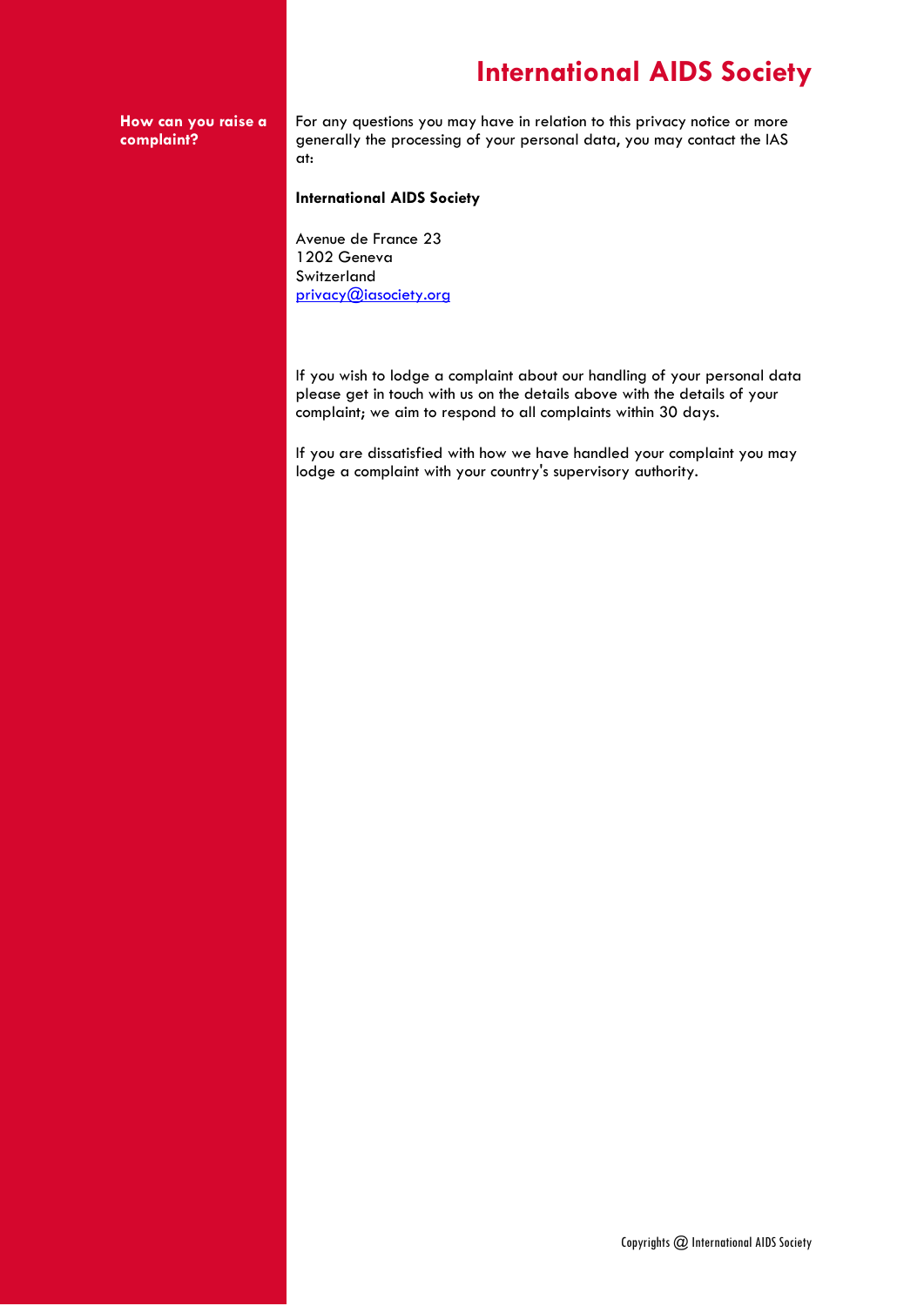## How can you raise a complaint?

For any questions you may have in relation to this privacy notice or more generally the processing of your personal data, you may contact the IAS at:

**International AIDS Society**

Avenue de France 23
1202 Geneva
Switzerland
privacy@iasociety.org

If you wish to lodge a complaint about our handling of your personal data please get in touch with us on the details above with the details of your complaint; we aim to respond to all complaints within 30 days.

If you are dissatisfied with how we have handled your complaint you may lodge a complaint with your country's supervisory authority.